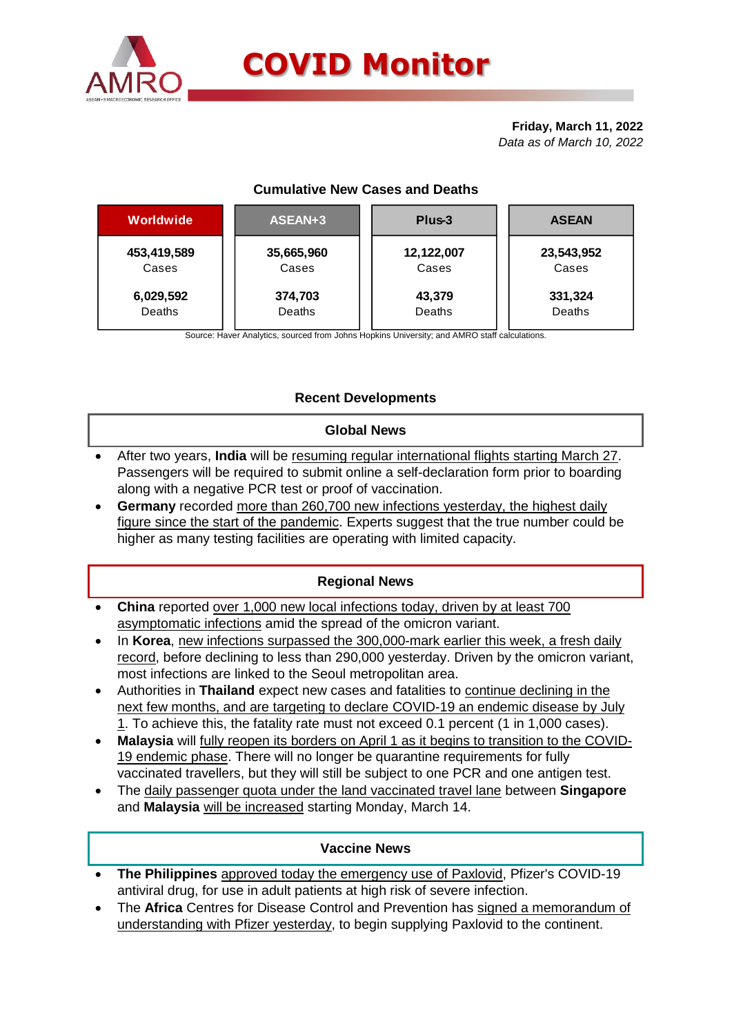# COVID Monitor

**Friday, March 11, 2022**
*Data as of March 10, 2022*

### Cumulative New Cases and Deaths

| Worldwide | ASEAN+3 | Plus-3 | ASEAN |
|---|---|---|---|
| **453,419,589** Cases | **35,665,960** Cases | **12,122,007** Cases | **23,543,952** Cases |
| **6,029,592** Deaths | **374,703** Deaths | **43,379** Deaths | **331,324** Deaths |

Source: Haver Analytics, sourced from Johns Hopkins University; and AMRO staff calculations.

## Recent Developments

### Global News

- After two years, **India** will be resuming regular international flights starting March 27. Passengers will be required to submit online a self-declaration form prior to boarding along with a negative PCR test or proof of vaccination.
- **Germany** recorded more than 260,700 new infections yesterday, the highest daily figure since the start of the pandemic. Experts suggest that the true number could be higher as many testing facilities are operating with limited capacity.

### Regional News

- **China** reported over 1,000 new local infections today, driven by at least 700 asymptomatic infections amid the spread of the omicron variant.
- In **Korea**, new infections surpassed the 300,000-mark earlier this week, a fresh daily record, before declining to less than 290,000 yesterday. Driven by the omicron variant, most infections are linked to the Seoul metropolitan area.
- Authorities in **Thailand** expect new cases and fatalities to continue declining in the next few months, and are targeting to declare COVID-19 an endemic disease by July 1. To achieve this, the fatality rate must not exceed 0.1 percent (1 in 1,000 cases).
- **Malaysia** will fully reopen its borders on April 1 as it begins to transition to the COVID-19 endemic phase. There will no longer be quarantine requirements for fully vaccinated travellers, but they will still be subject to one PCR and one antigen test.
- The daily passenger quota under the land vaccinated travel lane between **Singapore** and **Malaysia** will be increased starting Monday, March 14.

### Vaccine News

- **The Philippines** approved today the emergency use of Paxlovid, Pfizer's COVID-19 antiviral drug, for use in adult patients at high risk of severe infection.
- The **Africa** Centres for Disease Control and Prevention has signed a memorandum of understanding with Pfizer yesterday, to begin supplying Paxlovid to the continent.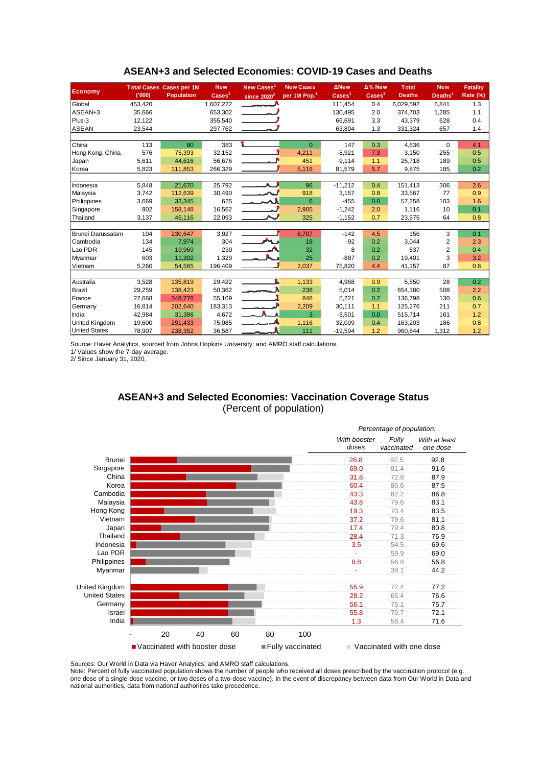## ASEAN+3 and Selected Economies: COVID-19 Cases and Deaths

| Economy | Total Cases ('000) | Cases per 1M Population | New Cases[1] | New Cases[1] since 2020[2] | New Cases per 1M Pop.[1] | ΔNew Cases[1] | Δ% New Cases[1] | Total Deaths | New Deaths[1] | Fatality Rate (%) |
|---|---|---|---|---|---|---|---|---|---|---|
| Global | 453,420 | | 1,607,222 | | | 111,454 | 0.4 | 6,029,592 | 6,841 | 1.3 |
| ASEAN+3 | 35,666 | | 653,302 | | | 130,495 | 2.0 | 374,703 | 1,285 | 1.1 |
| Plus-3 | 12,122 | | 355,540 | | | 66,691 | 3.3 | 43,379 | 628 | 0.4 |
| ASEAN | 23,544 | | 297,762 | | | 63,804 | 1.3 | 331,324 | 657 | 1.4 |
| | | | | | | | | | | |
| China | 113 | 80 | 383 | | 0 | 147 | 0.3 | 4,636 | 0 | 4.1 |
| Hong Kong, China | 576 | 75,393 | 32,152 | | 4,211 | -5,921 | 7.3 | 3,150 | 255 | 0.5 |
| Japan | 5,611 | 44,616 | 56,676 | | 451 | -9,114 | 1.1 | 25,718 | 189 | 0.5 |
| Korea | 5,823 | 111,853 | 266,329 | | 5,116 | 81,579 | 5.7 | 9,875 | 185 | 0.2 |
| | | | | | | | | | | |
| Indonesia | 5,848 | 21,670 | 25,792 | | 96 | -11,212 | 0.4 | 151,413 | 306 | 2.6 |
| Malaysia | 3,742 | 112,639 | 30,490 | | 918 | 3,157 | 0.8 | 33,567 | 77 | 0.9 |
| Philippines | 3,669 | 33,345 | 625 | | 6 | -455 | 0.0 | 57,258 | 103 | 1.6 |
| Singapore | 902 | 158,148 | 16,562 | | 2,905 | -1,242 | 2.0 | 1,116 | 10 | 0.1 |
| Thailand | 3,137 | 46,116 | 22,093 | | 325 | -1,152 | 0.7 | 23,575 | 64 | 0.8 |
| | | | | | | | | | | |
| Brunei Darussalam | 104 | 230,647 | 3,927 | | 8,707 | -142 | 4.5 | 156 | 3 | 0.1 |
| Cambodia | 134 | 7,974 | 304 | | 18 | -92 | 0.2 | 3,044 | 2 | 2.3 |
| Lao PDR | 145 | 19,969 | 230 | | 32 | 8 | 0.2 | 637 | 2 | 0.4 |
| Myanmar | 603 | 11,302 | 1,329 | | 25 | -887 | 0.2 | 19,401 | 3 | 3.2 |
| Vietnam | 5,260 | 54,565 | 196,409 | | 2,037 | 75,820 | 4.4 | 41,157 | 87 | 0.8 |
| | | | | | | | | | | |
| Australia | 3,528 | 135,819 | 29,422 | | 1,133 | 4,968 | 0.9 | 5,550 | 28 | 0.2 |
| Brazil | 29,259 | 138,423 | 50,362 | | 238 | 5,014 | 0.2 | 654,380 | 508 | 2.2 |
| France | 22,668 | 348,776 | 55,109 | | 848 | 5,221 | 0.2 | 136,798 | 130 | 0.6 |
| Germany | 16,814 | 202,640 | 183,313 | | 2,209 | 30,111 | 1.1 | 125,276 | 211 | 0.7 |
| India | 42,984 | 31,386 | 4,672 | | 3 | -3,501 | 0.0 | 515,714 | 161 | 1.2 |
| United Kingdom | 19,600 | 291,433 | 75,085 | | 1,116 | 32,009 | 0.4 | 163,203 | 186 | 0.8 |
| United States | 78,907 | 238,352 | 36,587 | | 111 | -19,594 | 1.2 | 960,844 | 1,312 | 1.2 |

Source: Haver Analytics, sourced from Johns Hopkins University; and AMRO staff calculations.
1/ Values show the 7-day average.
2/ Since January 31, 2020.

## ASEAN+3 and Selected Economies: Vaccination Coverage Status
(Percent of population)

*Percentage of population:*

| Economy | *With booster doses* | *Fully vaccinated* | *With at least one dose* |
|---|---|---|---|
| Brunei | 26.8 | 92.5 | 92.8 |
| Singapore | 69.0 | 91.4 | 91.6 |
| China | 31.8 | 72.8 | 87.9 |
| Korea | 60.4 | 86.6 | 87.5 |
| Cambodia | 43.3 | 82.2 | 86.8 |
| Malaysia | 43.8 | 79.6 | 83.1 |
| Hong Kong | 19.3 | 70.4 | 83.5 |
| Vietnam | 37.2 | 79.6 | 81.1 |
| Japan | 17.4 | 79.4 | 80.8 |
| Thailand | 28.4 | 71.3 | 76.9 |
| Indonesia | 3.5 | 54.5 | 69.6 |
| Lao PDR | - | 59.9 | 69.0 |
| Philippines | 8.8 | 56.8 | 56.8 |
| Myanmar | - | 39.1 | 44.2 |
| | | | |
| United Kingdom | 55.9 | 72.4 | 77.2 |
| United States | 28.2 | 65.4 | 76.6 |
| Germany | 56.1 | 75.1 | 75.7 |
| Israel | 55.8 | 70.7 | 72.1 |
| India | 1.3 | 58.4 | 71.6 |

Vaccinated with booster dose | Fully vaccinated | Vaccinated with one dose

Sources: Our World in Data via Haver Analytics; and AMRO staff calculations.
Note: Percent of fully vaccinated population shows the number of people who received all doses prescribed by the vaccination protocol (e.g. one dose of a single-dose vaccine, or two doses of a two-dose vaccine). In the event of discrepancy between data from Our World in Data and national authorities, data from national authorities take precedence.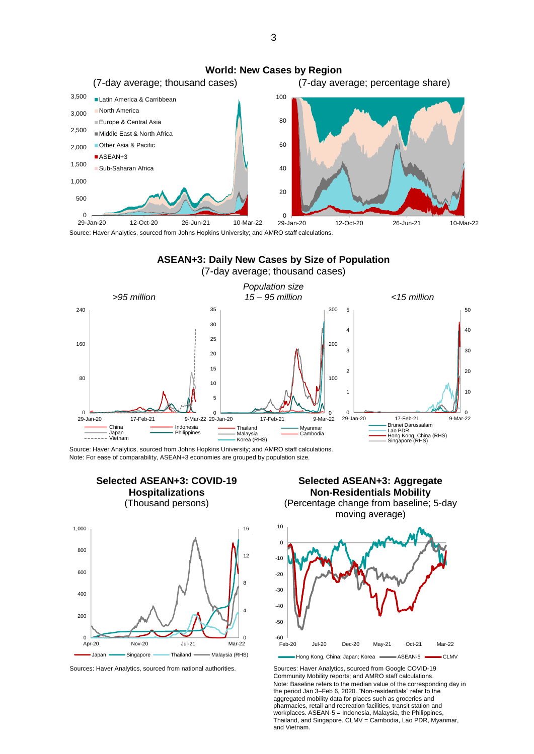## World: New Cases by Region

(7-day average; thousand cases)

3,500
3,000
2,500
2,000
1,500
1,000
500
0

Latin America & Carribbean
North America
Europe & Central Asia
Middle East & North Africa
Other Asia & Pacific
ASEAN+3
Sub-Saharan Africa

29-Jan-20 12-Oct-20 26-Jun-21 10-Mar-22

(7-day average; percentage share)

100
80
60
40
20
0

29-Jan-20 12-Oct-20 26-Jun-21 10-Mar-22

Source: Haver Analytics, sourced from Johns Hopkins University; and AMRO staff calculations.

## ASEAN+3: Daily New Cases by Size of Population

(7-day average; thousand cases)

*Population size*

*>95 million*

240
160
80
0

29-Jan-20 17-Feb-21 9-Mar-22

China
Japan
Vietnam
Indonesia
Philippines

*15 – 95 million*

35
30
25
20
15
10
5
0

300
200
100
0

29-Jan-20 17-Feb-21 9-Mar-22

Thailand
Malaysia
Korea (RHS)
Myanmar
Cambodia

*<15 million*

5
4
3
2
1
0

50
40
30
20
10
0

29-Jan-20 17-Feb-21 9-Mar-22

Brunei Darussalam
Lao PDR
Hong Kong, China (RHS)
Singapore (RHS)

Source: Haver Analytics, sourced from Johns Hopkins University; and AMRO staff calculations.
Note: For ease of comparability, ASEAN+3 economies are grouped by population size.

## Selected ASEAN+3: COVID-19 Hospitalizations

(Thousand persons)

1,000
800
600
400
200
0

16
12
8
4
0

Apr-20 Nov-20 Jul-21 Mar-22

Japan
Singapore
Thailand
Malaysia (RHS)

Sources: Haver Analytics, sourced from national authorities.

## Selected ASEAN+3: Aggregate Non-Residentials Mobility

(Percentage change from baseline; 5-day moving average)

10
0
-10
-20
-30
-40
-50
-60

Feb-20 Jul-20 Dec-20 May-21 Oct-21 Mar-22

Hong Kong, China; Japan; Korea
ASEAN-5
CLMV

Sources: Haver Analytics, sourced from Google COVID-19 Community Mobility reports; and AMRO staff calculations.
Note: Baseline refers to the median value of the corresponding day in the period Jan 3–Feb 6, 2020. "Non-residentials" refer to the aggregated mobility data for places such as groceries and pharmacies, retail and recreation facilities, transit station and workplaces. ASEAN-5 = Indonesia, Malaysia, the Philippines, Thailand, and Singapore. CLMV = Cambodia, Lao PDR, Myanmar, and Vietnam.